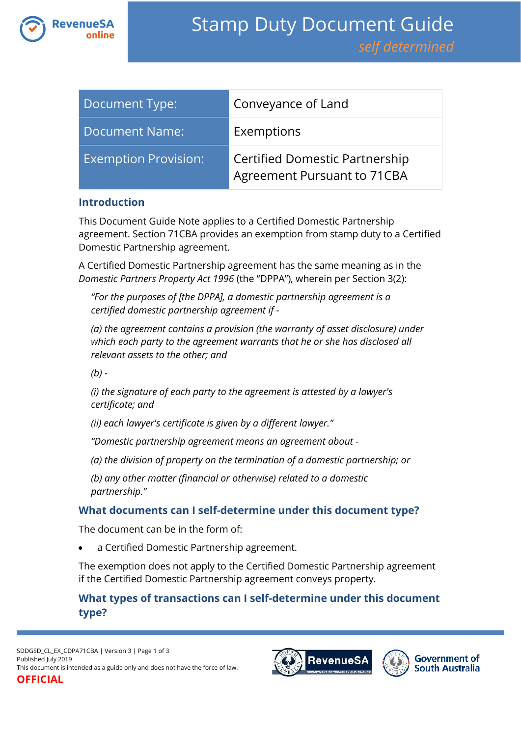# Stamp Duty Document Guide

*self determined*

| Document Type: | Conveyance of Land |
| --- | --- |
| Document Name: | Exemptions |
| Exemption Provision: | Certified Domestic Partnership Agreement Pursuant to 71CBA |

## Introduction

This Document Guide Note applies to a Certified Domestic Partnership agreement. Section 71CBA provides an exemption from stamp duty to a Certified Domestic Partnership agreement.

A Certified Domestic Partnership agreement has the same meaning as in the *Domestic Partners Property Act 1996* (the "DPPA"), wherein per Section 3(2):

> *"For the purposes of [the DPPA], a domestic partnership agreement is a certified domestic partnership agreement if -*
>
> *(a) the agreement contains a provision (the warranty of asset disclosure) under which each party to the agreement warrants that he or she has disclosed all relevant assets to the other; and*
>
> *(b) -*
>
> *(i) the signature of each party to the agreement is attested by a lawyer's certificate; and*
>
> *(ii) each lawyer's certificate is given by a different lawyer."*
>
> *"Domestic partnership agreement means an agreement about -*
>
> *(a) the division of property on the termination of a domestic partnership; or*
>
> *(b) any other matter (financial or otherwise) related to a domestic partnership."*

## What documents can I self-determine under this document type?

The document can be in the form of:

- a Certified Domestic Partnership agreement.

The exemption does not apply to the Certified Domestic Partnership agreement if the Certified Domestic Partnership agreement conveys property.

## What types of transactions can I self-determine under this document type?

SDDGSD_CL_EX_CDPA71CBA | Version 3
Published July 2019
This document is intended as a guide only and does not have the force of law.
**OFFICIAL**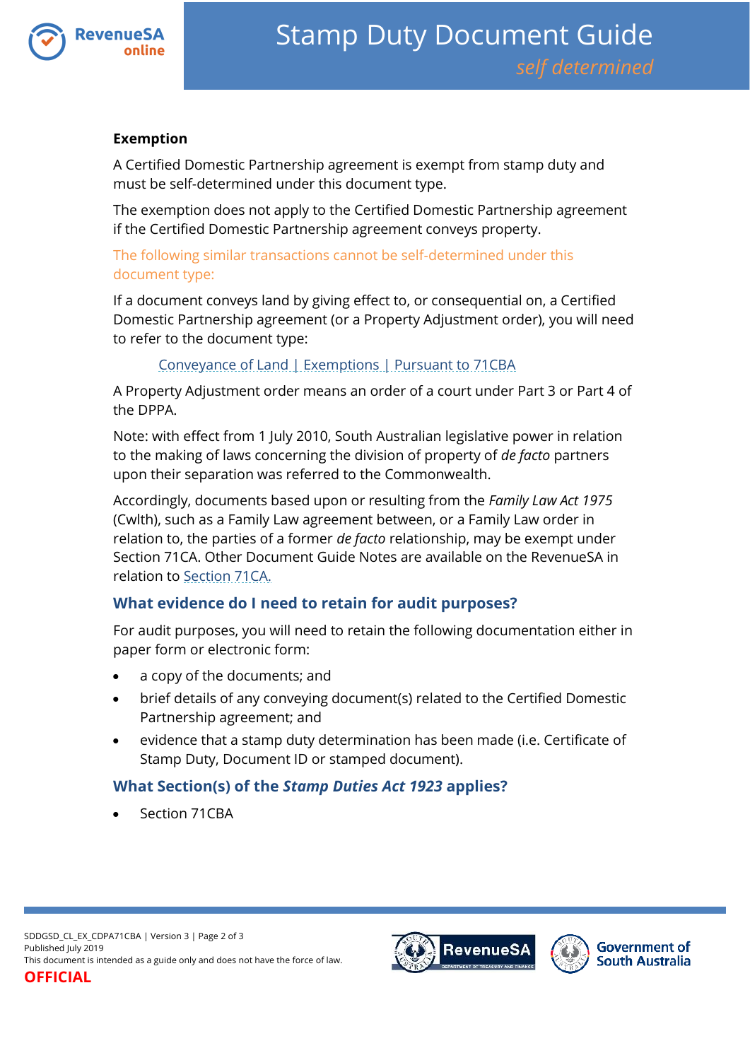**Exemption**

A Certified Domestic Partnership agreement is exempt from stamp duty and must be self-determined under this document type.

The exemption does not apply to the Certified Domestic Partnership agreement if the Certified Domestic Partnership agreement conveys property.

The following similar transactions cannot be self-determined under this document type:

If a document conveys land by giving effect to, or consequential on, a Certified Domestic Partnership agreement (or a Property Adjustment order), you will need to refer to the document type:

Conveyance of Land | Exemptions | Pursuant to 71CBA

A Property Adjustment order means an order of a court under Part 3 or Part 4 of the DPPA.

Note: with effect from 1 July 2010, South Australian legislative power in relation to the making of laws concerning the division of property of *de facto* partners upon their separation was referred to the Commonwealth.

Accordingly, documents based upon or resulting from the *Family Law Act 1975* (Cwlth), such as a Family Law agreement between, or a Family Law order in relation to, the parties of a former *de facto* relationship, may be exempt under Section 71CA. Other Document Guide Notes are available on the RevenueSA in relation to Section 71CA.

## What evidence do I need to retain for audit purposes?

For audit purposes, you will need to retain the following documentation either in paper form or electronic form:

- a copy of the documents; and
- brief details of any conveying document(s) related to the Certified Domestic Partnership agreement; and
- evidence that a stamp duty determination has been made (i.e. Certificate of Stamp Duty, Document ID or stamped document).

## What Section(s) of the *Stamp Duties Act 1923* applies?

- Section 71CBA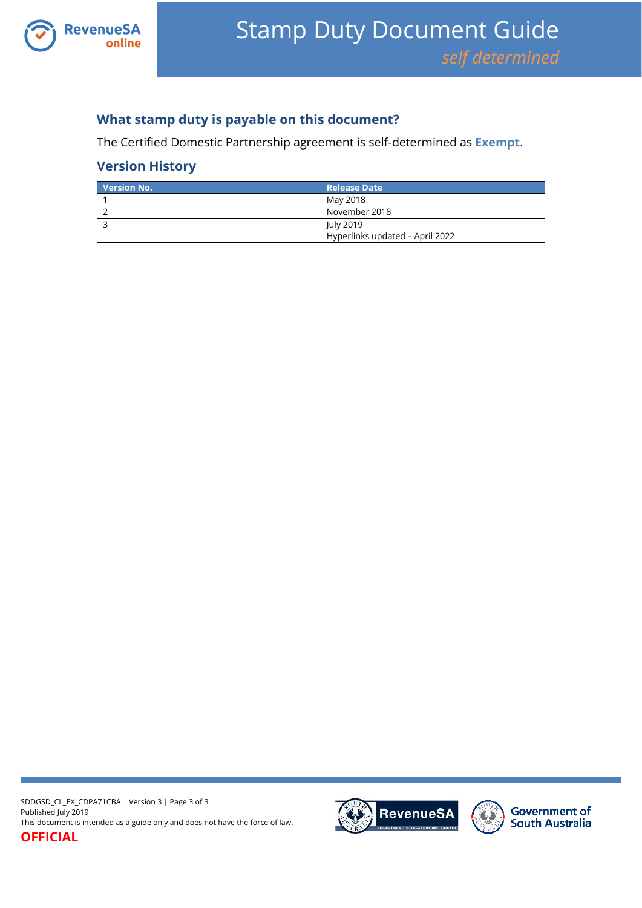## What stamp duty is payable on this document?

The Certified Domestic Partnership agreement is self-determined as **Exempt**.

## Version History

| Version No. | Release Date |
|---|---|
| 1 | May 2018 |
| 2 | November 2018 |
| 3 | July 2019<br>Hyperlinks updated – April 2022 |

SDDGSD_CL_EX_CDPA71CBA | Version 3
Published July 2019
This document is intended as a guide only and does not have the force of law.
OFFICIAL